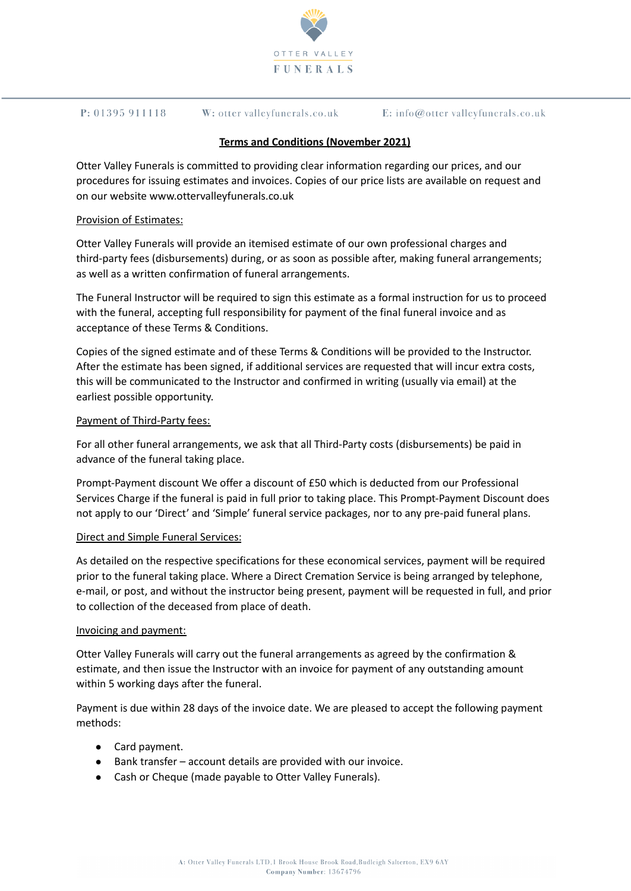# OTTER VALLEY FUNERALS

P: 01395 911118     W: otter valleyfunerals.co.uk     E: info@otter valleyfunerals.co.uk

## Terms and Conditions (November 2021)

Otter Valley Funerals is committed to providing clear information regarding our prices, and our procedures for issuing estimates and invoices. Copies of our price lists are available on request and on our website www.ottervalleyfunerals.co.uk

### Provision of Estimates:

Otter Valley Funerals will provide an itemised estimate of our own professional charges and third-party fees (disbursements) during, or as soon as possible after, making funeral arrangements; as well as a written confirmation of funeral arrangements.

The Funeral Instructor will be required to sign this estimate as a formal instruction for us to proceed with the funeral, accepting full responsibility for payment of the final funeral invoice and as acceptance of these Terms & Conditions.

Copies of the signed estimate and of these Terms & Conditions will be provided to the Instructor. After the estimate has been signed, if additional services are requested that will incur extra costs, this will be communicated to the Instructor and confirmed in writing (usually via email) at the earliest possible opportunity.

### Payment of Third-Party fees:

For all other funeral arrangements, we ask that all Third-Party costs (disbursements) be paid in advance of the funeral taking place.

Prompt-Payment discount We offer a discount of £50 which is deducted from our Professional Services Charge if the funeral is paid in full prior to taking place. This Prompt-Payment Discount does not apply to our 'Direct' and 'Simple' funeral service packages, nor to any pre-paid funeral plans.

### Direct and Simple Funeral Services:

As detailed on the respective specifications for these economical services, payment will be required prior to the funeral taking place. Where a Direct Cremation Service is being arranged by telephone, e-mail, or post, and without the instructor being present, payment will be requested in full, and prior to collection of the deceased from place of death.

### Invoicing and payment:

Otter Valley Funerals will carry out the funeral arrangements as agreed by the confirmation & estimate, and then issue the Instructor with an invoice for payment of any outstanding amount within 5 working days after the funeral.

Payment is due within 28 days of the invoice date. We are pleased to accept the following payment methods:

- Card payment.
- Bank transfer – account details are provided with our invoice.
- Cash or Cheque (made payable to Otter Valley Funerals).

A: Otter Valley Funerals LTD, 1 Brook House Brook Road, Budleigh Salterton, EX9 6AY
Company Number: 13674796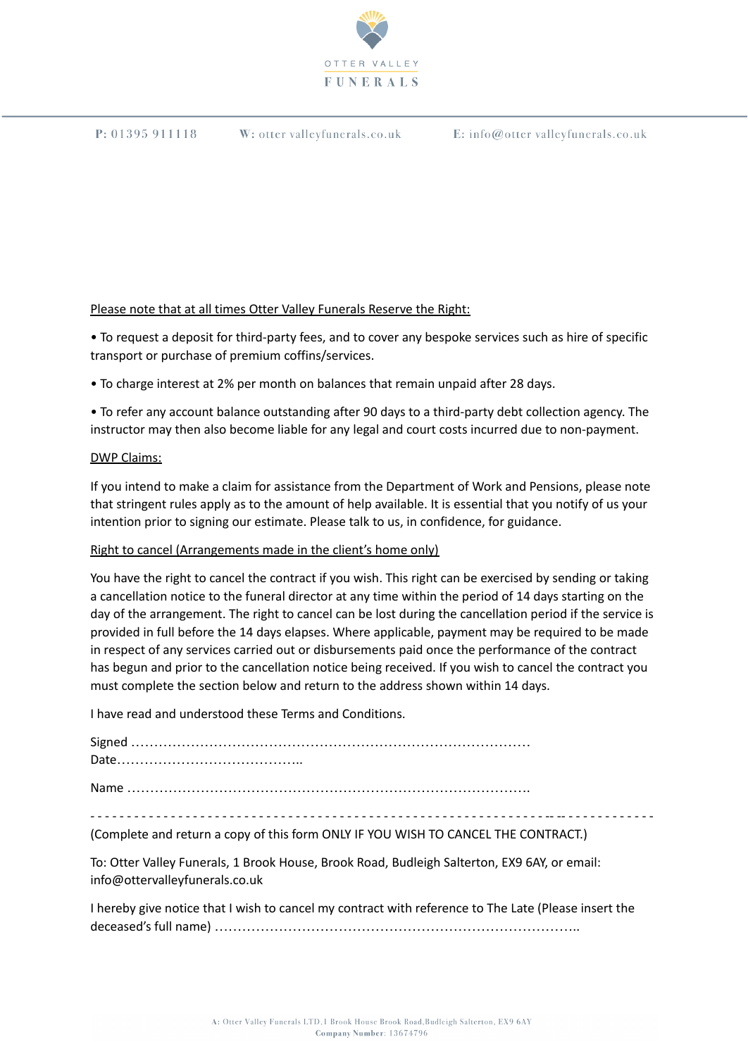Please note that at all times Otter Valley Funerals Reserve the Right:

• To request a deposit for third-party fees, and to cover any bespoke services such as hire of specific transport or purchase of premium coffins/services.

• To charge interest at 2% per month on balances that remain unpaid after 28 days.

• To refer any account balance outstanding after 90 days to a third-party debt collection agency. The instructor may then also become liable for any legal and court costs incurred due to non-payment.

DWP Claims:

If you intend to make a claim for assistance from the Department of Work and Pensions, please note that stringent rules apply as to the amount of help available. It is essential that you notify of us your intention prior to signing our estimate. Please talk to us, in confidence, for guidance.

Right to cancel (Arrangements made in the client's home only)

You have the right to cancel the contract if you wish. This right can be exercised by sending or taking a cancellation notice to the funeral director at any time within the period of 14 days starting on the day of the arrangement. The right to cancel can be lost during the cancellation period if the service is provided in full before the 14 days elapses. Where applicable, payment may be required to be made in respect of any services carried out or disbursements paid once the performance of the contract has begun and prior to the cancellation notice being received. If you wish to cancel the contract you must complete the section below and return to the address shown within 14 days.

I have read and understood these Terms and Conditions.

Signed ………………………………………………………………………………
Date…………………………………..

Name ………………………………………………………………………………

- - - - - - - - - - - - - - - - - - - - - - - - - - - - - - - - - - - - - - - - - - - - - - - - - - - - - - - - - - - - - - - - - - - - - - - - - - - - - - -

(Complete and return a copy of this form ONLY IF YOU WISH TO CANCEL THE CONTRACT.)

To: Otter Valley Funerals, 1 Brook House, Brook Road, Budleigh Salterton, EX9 6AY, or email: info@ottervalleyfunerals.co.uk

I hereby give notice that I wish to cancel my contract with reference to The Late (Please insert the deceased's full name) ……………………………………………………………………..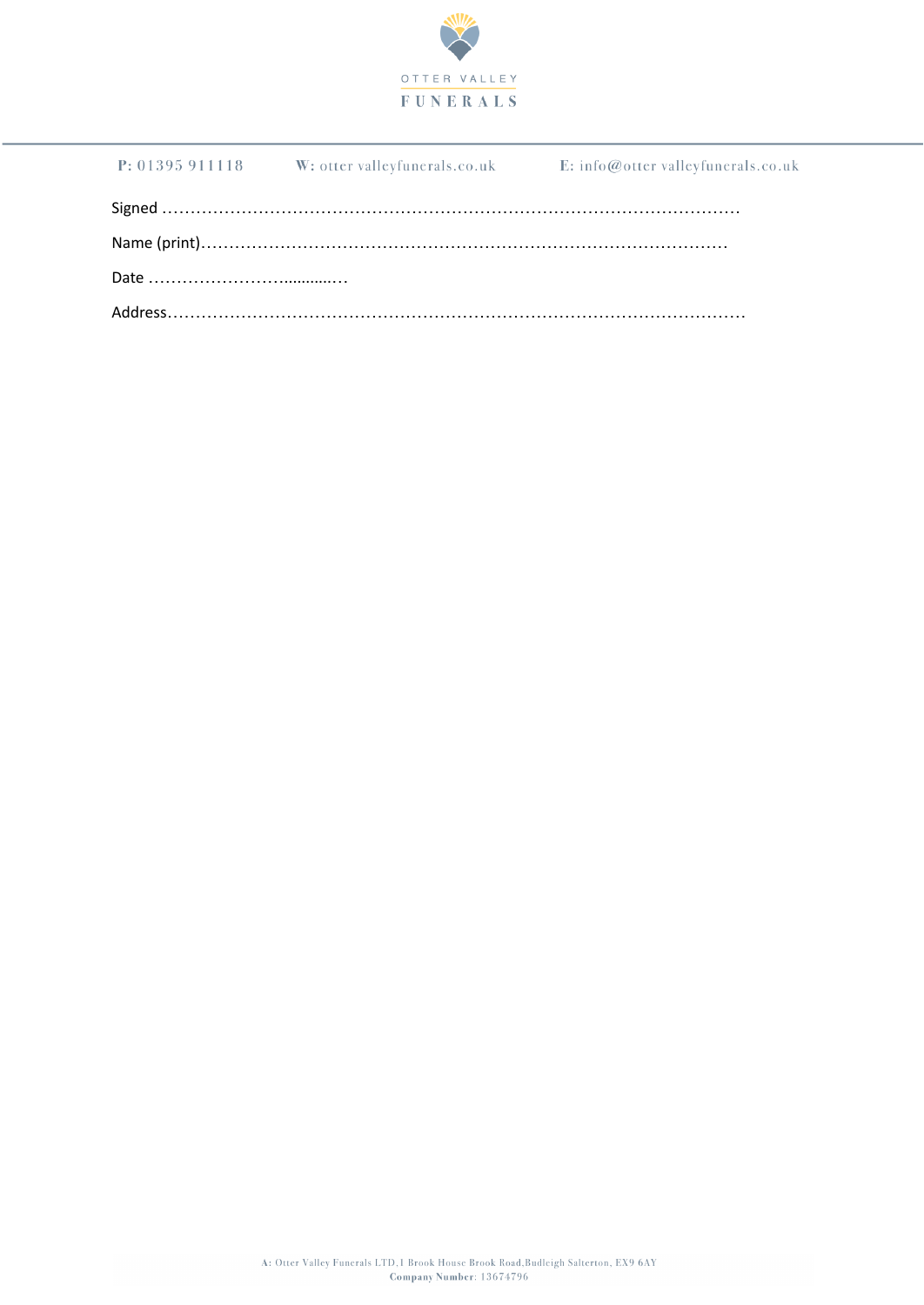Signed …………………………………………………………………………………………

Name (print)……………………………………………………………………………….

Date ………………………...........…

Address………………………………………………………………………………………